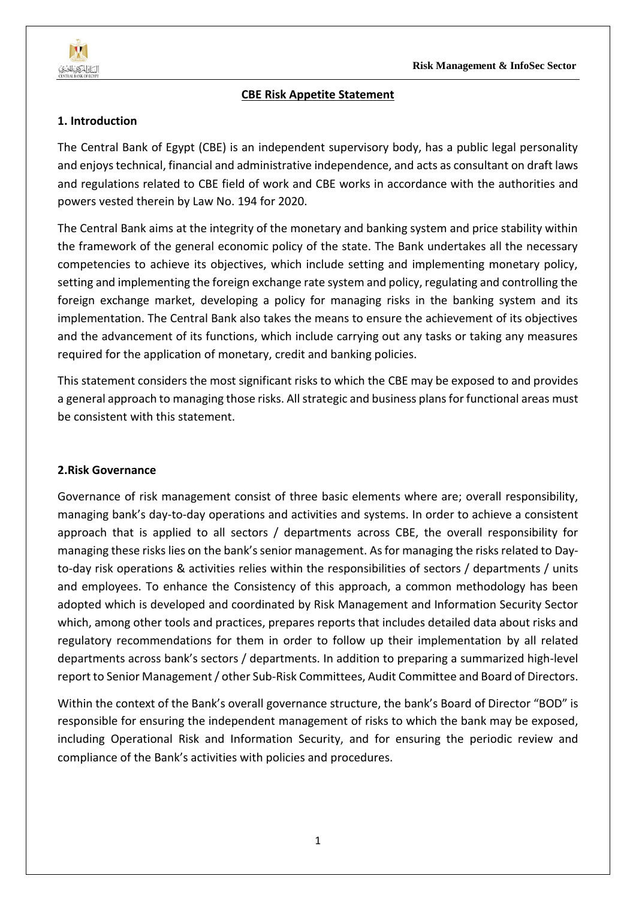# CBE Risk Appetite Statement

## 1. Introduction

The Central Bank of Egypt (CBE) is an independent supervisory body, has a public legal personality and enjoys technical, financial and administrative independence, and acts as consultant on draft laws and regulations related to CBE field of work and CBE works in accordance with the authorities and powers vested therein by Law No. 194 for 2020.

The Central Bank aims at the integrity of the monetary and banking system and price stability within the framework of the general economic policy of the state. The Bank undertakes all the necessary competencies to achieve its objectives, which include setting and implementing monetary policy, setting and implementing the foreign exchange rate system and policy, regulating and controlling the foreign exchange market, developing a policy for managing risks in the banking system and its implementation. The Central Bank also takes the means to ensure the achievement of its objectives and the advancement of its functions, which include carrying out any tasks or taking any measures required for the application of monetary, credit and banking policies.

This statement considers the most significant risks to which the CBE may be exposed to and provides a general approach to managing those risks. All strategic and business plans for functional areas must be consistent with this statement.

## 2.Risk Governance

Governance of risk management consist of three basic elements where are; overall responsibility, managing bank's day-to-day operations and activities and systems. In order to achieve a consistent approach that is applied to all sectors / departments across CBE, the overall responsibility for managing these risks lies on the bank's senior management. As for managing the risks related to Day-to-day risk operations & activities relies within the responsibilities of sectors / departments / units and employees. To enhance the Consistency of this approach, a common methodology has been adopted which is developed and coordinated by Risk Management and Information Security Sector which, among other tools and practices, prepares reports that includes detailed data about risks and regulatory recommendations for them in order to follow up their implementation by all related departments across bank's sectors / departments. In addition to preparing a summarized high-level report to Senior Management / other Sub-Risk Committees, Audit Committee and Board of Directors.

Within the context of the Bank's overall governance structure, the bank's Board of Director "BOD" is responsible for ensuring the independent management of risks to which the bank may be exposed, including Operational Risk and Information Security, and for ensuring the periodic review and compliance of the Bank's activities with policies and procedures.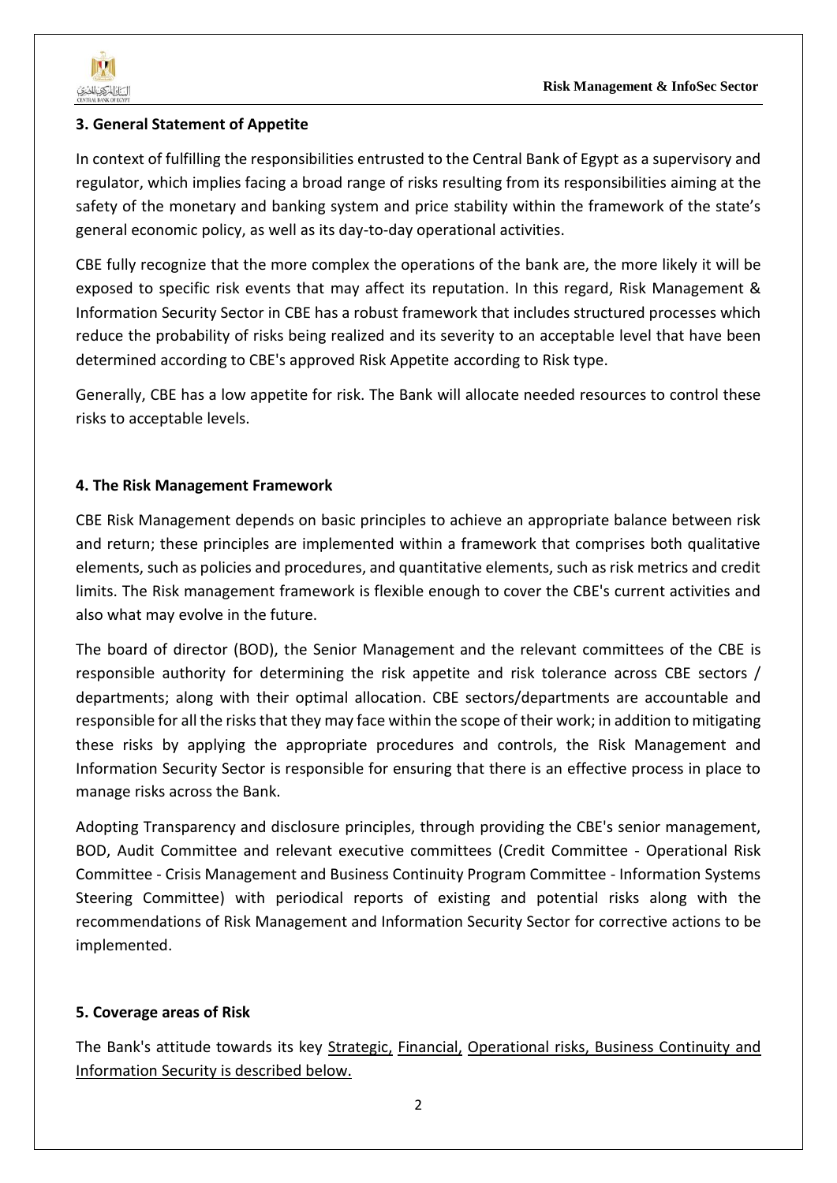### 3. General Statement of Appetite

In context of fulfilling the responsibilities entrusted to the Central Bank of Egypt as a supervisory and regulator, which implies facing a broad range of risks resulting from its responsibilities aiming at the safety of the monetary and banking system and price stability within the framework of the state's general economic policy, as well as its day-to-day operational activities.

CBE fully recognize that the more complex the operations of the bank are, the more likely it will be exposed to specific risk events that may affect its reputation. In this regard, Risk Management & Information Security Sector in CBE has a robust framework that includes structured processes which reduce the probability of risks being realized and its severity to an acceptable level that have been determined according to CBE's approved Risk Appetite according to Risk type.

Generally, CBE has a low appetite for risk. The Bank will allocate needed resources to control these risks to acceptable levels.

### 4. The Risk Management Framework

CBE Risk Management depends on basic principles to achieve an appropriate balance between risk and return; these principles are implemented within a framework that comprises both qualitative elements, such as policies and procedures, and quantitative elements, such as risk metrics and credit limits. The Risk management framework is flexible enough to cover the CBE's current activities and also what may evolve in the future.

The board of director (BOD), the Senior Management and the relevant committees of the CBE is responsible authority for determining the risk appetite and risk tolerance across CBE sectors / departments; along with their optimal allocation. CBE sectors/departments are accountable and responsible for all the risks that they may face within the scope of their work; in addition to mitigating these risks by applying the appropriate procedures and controls, the Risk Management and Information Security Sector is responsible for ensuring that there is an effective process in place to manage risks across the Bank.

Adopting Transparency and disclosure principles, through providing the CBE's senior management, BOD, Audit Committee and relevant executive committees (Credit Committee - Operational Risk Committee - Crisis Management and Business Continuity Program Committee - Information Systems Steering Committee) with periodical reports of existing and potential risks along with the recommendations of Risk Management and Information Security Sector for corrective actions to be implemented.

### 5. Coverage areas of Risk

The Bank's attitude towards its key Strategic, Financial, Operational risks, Business Continuity and Information Security is described below.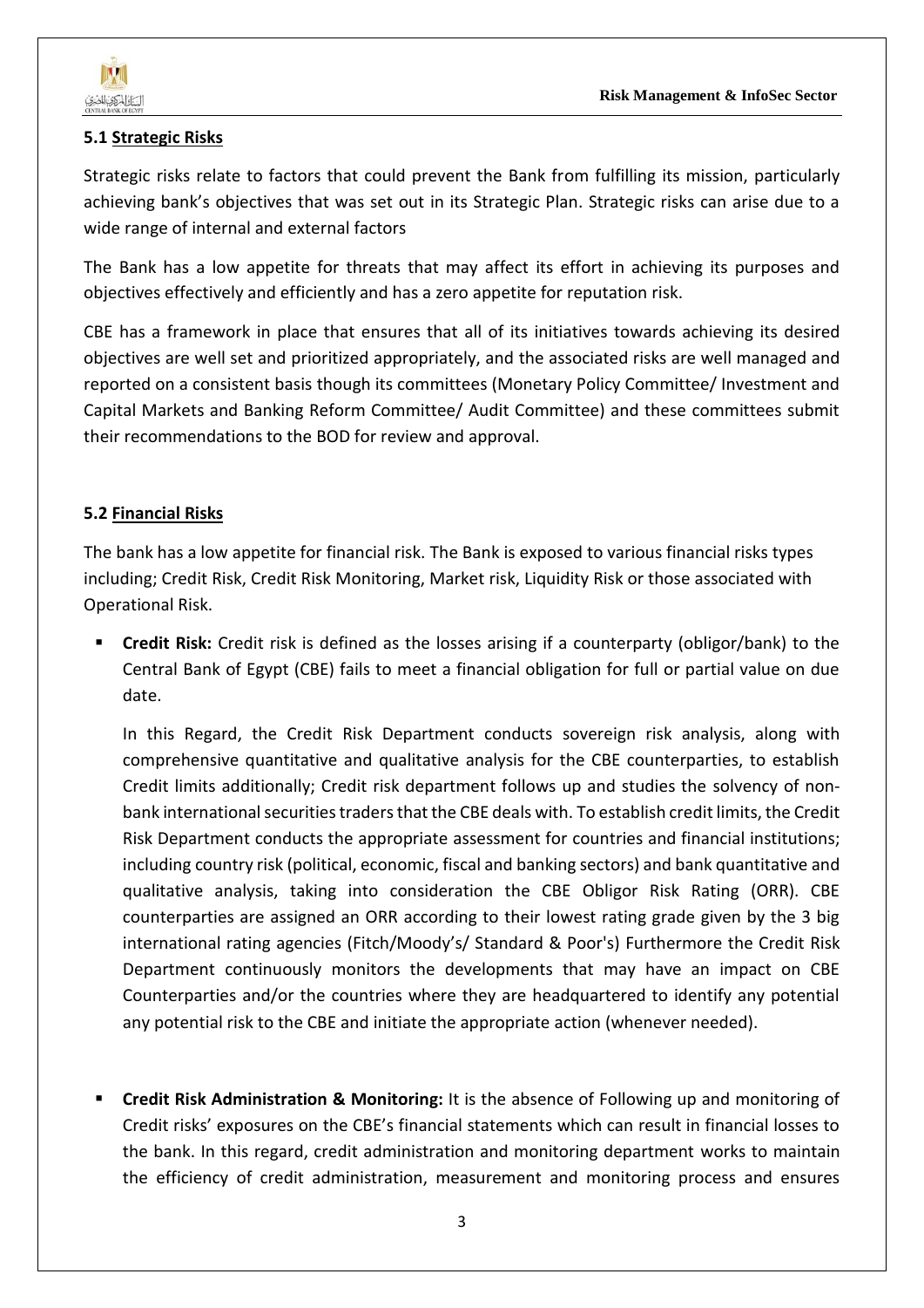**5.1 Strategic Risks**

Strategic risks relate to factors that could prevent the Bank from fulfilling its mission, particularly achieving bank's objectives that was set out in its Strategic Plan. Strategic risks can arise due to a wide range of internal and external factors

The Bank has a low appetite for threats that may affect its effort in achieving its purposes and objectives effectively and efficiently and has a zero appetite for reputation risk.

CBE has a framework in place that ensures that all of its initiatives towards achieving its desired objectives are well set and prioritized appropriately, and the associated risks are well managed and reported on a consistent basis though its committees (Monetary Policy Committee/ Investment and Capital Markets and Banking Reform Committee/ Audit Committee) and these committees submit their recommendations to the BOD for review and approval.

**5.2 Financial Risks**

The bank has a low appetite for financial risk. The Bank is exposed to various financial risks types including; Credit Risk, Credit Risk Monitoring, Market risk, Liquidity Risk or those associated with Operational Risk.

- **Credit Risk:** Credit risk is defined as the losses arising if a counterparty (obligor/bank) to the Central Bank of Egypt (CBE) fails to meet a financial obligation for full or partial value on due date.

  In this Regard, the Credit Risk Department conducts sovereign risk analysis, along with comprehensive quantitative and qualitative analysis for the CBE counterparties, to establish Credit limits additionally; Credit risk department follows up and studies the solvency of non-bank international securities traders that the CBE deals with. To establish credit limits, the Credit Risk Department conducts the appropriate assessment for countries and financial institutions; including country risk (political, economic, fiscal and banking sectors) and bank quantitative and qualitative analysis, taking into consideration the CBE Obligor Risk Rating (ORR). CBE counterparties are assigned an ORR according to their lowest rating grade given by the 3 big international rating agencies (Fitch/Moody's/ Standard & Poor's) Furthermore the Credit Risk Department continuously monitors the developments that may have an impact on CBE Counterparties and/or the countries where they are headquartered to identify any potential any potential risk to the CBE and initiate the appropriate action (whenever needed).

- **Credit Risk Administration & Monitoring:** It is the absence of Following up and monitoring of Credit risks' exposures on the CBE's financial statements which can result in financial losses to the bank. In this regard, credit administration and monitoring department works to maintain the efficiency of credit administration, measurement and monitoring process and ensures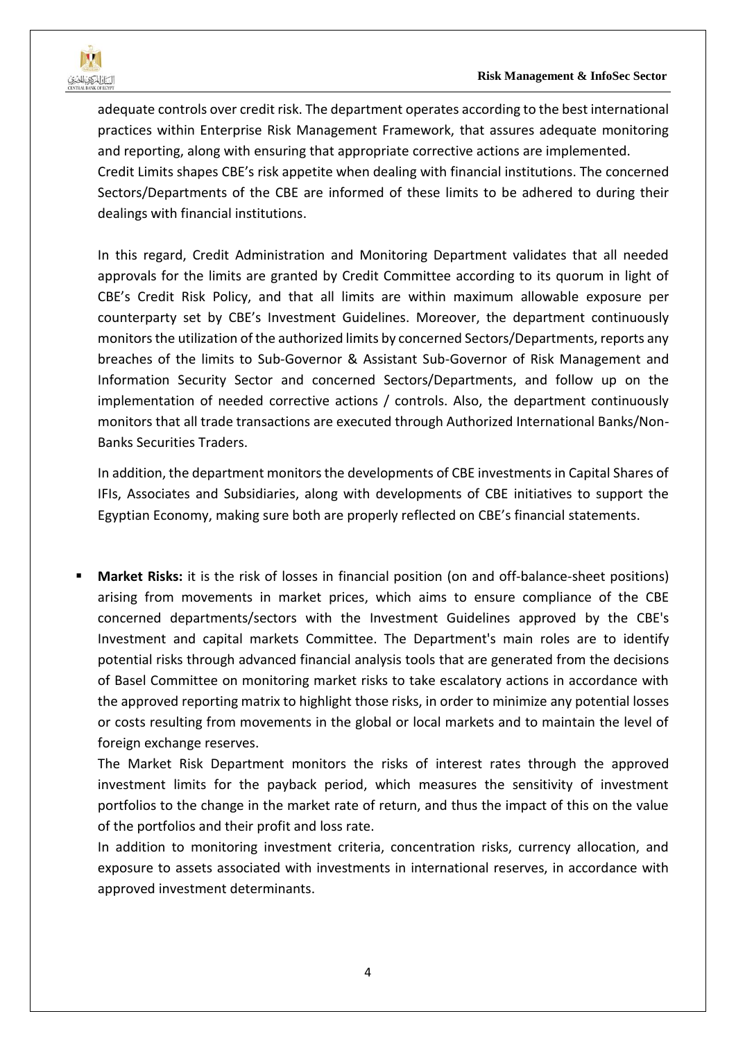adequate controls over credit risk. The department operates according to the best international practices within Enterprise Risk Management Framework, that assures adequate monitoring and reporting, along with ensuring that appropriate corrective actions are implemented.

Credit Limits shapes CBE's risk appetite when dealing with financial institutions. The concerned Sectors/Departments of the CBE are informed of these limits to be adhered to during their dealings with financial institutions.

In this regard, Credit Administration and Monitoring Department validates that all needed approvals for the limits are granted by Credit Committee according to its quorum in light of CBE's Credit Risk Policy, and that all limits are within maximum allowable exposure per counterparty set by CBE's Investment Guidelines. Moreover, the department continuously monitors the utilization of the authorized limits by concerned Sectors/Departments, reports any breaches of the limits to Sub-Governor & Assistant Sub-Governor of Risk Management and Information Security Sector and concerned Sectors/Departments, and follow up on the implementation of needed corrective actions / controls. Also, the department continuously monitors that all trade transactions are executed through Authorized International Banks/Non-Banks Securities Traders.

In addition, the department monitors the developments of CBE investments in Capital Shares of IFIs, Associates and Subsidiaries, along with developments of CBE initiatives to support the Egyptian Economy, making sure both are properly reflected on CBE's financial statements.

- **Market Risks:** it is the risk of losses in financial position (on and off-balance-sheet positions) arising from movements in market prices, which aims to ensure compliance of the CBE concerned departments/sectors with the Investment Guidelines approved by the CBE's Investment and capital markets Committee. The Department's main roles are to identify potential risks through advanced financial analysis tools that are generated from the decisions of Basel Committee on monitoring market risks to take escalatory actions in accordance with the approved reporting matrix to highlight those risks, in order to minimize any potential losses or costs resulting from movements in the global or local markets and to maintain the level of foreign exchange reserves.

  The Market Risk Department monitors the risks of interest rates through the approved investment limits for the payback period, which measures the sensitivity of investment portfolios to the change in the market rate of return, and thus the impact of this on the value of the portfolios and their profit and loss rate.

  In addition to monitoring investment criteria, concentration risks, currency allocation, and exposure to assets associated with investments in international reserves, in accordance with approved investment determinants.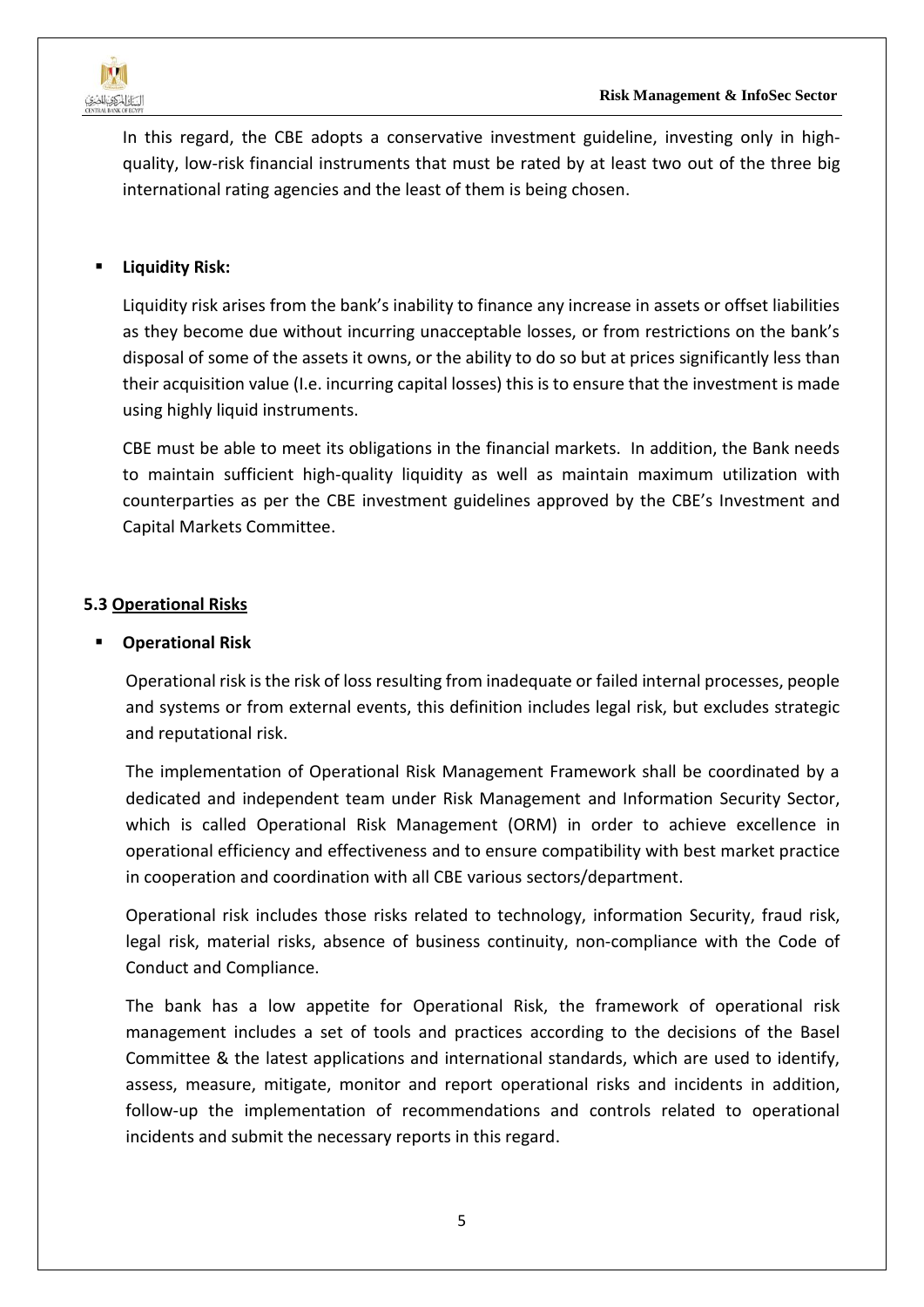In this regard, the CBE adopts a conservative investment guideline, investing only in high-quality, low-risk financial instruments that must be rated by at least two out of the three big international rating agencies and the least of them is being chosen.

- **Liquidity Risk:**

  Liquidity risk arises from the bank's inability to finance any increase in assets or offset liabilities as they become due without incurring unacceptable losses, or from restrictions on the bank's disposal of some of the assets it owns, or the ability to do so but at prices significantly less than their acquisition value (I.e. incurring capital losses) this is to ensure that the investment is made using highly liquid instruments.

  CBE must be able to meet its obligations in the financial markets. In addition, the Bank needs to maintain sufficient high-quality liquidity as well as maintain maximum utilization with counterparties as per the CBE investment guidelines approved by the CBE's Investment and Capital Markets Committee.

### 5.3 Operational Risks

- **Operational Risk**

  Operational risk is the risk of loss resulting from inadequate or failed internal processes, people and systems or from external events, this definition includes legal risk, but excludes strategic and reputational risk.

  The implementation of Operational Risk Management Framework shall be coordinated by a dedicated and independent team under Risk Management and Information Security Sector, which is called Operational Risk Management (ORM) in order to achieve excellence in operational efficiency and effectiveness and to ensure compatibility with best market practice in cooperation and coordination with all CBE various sectors/department.

  Operational risk includes those risks related to technology, information Security, fraud risk, legal risk, material risks, absence of business continuity, non-compliance with the Code of Conduct and Compliance.

  The bank has a low appetite for Operational Risk, the framework of operational risk management includes a set of tools and practices according to the decisions of the Basel Committee & the latest applications and international standards, which are used to identify, assess, measure, mitigate, monitor and report operational risks and incidents in addition, follow-up the implementation of recommendations and controls related to operational incidents and submit the necessary reports in this regard.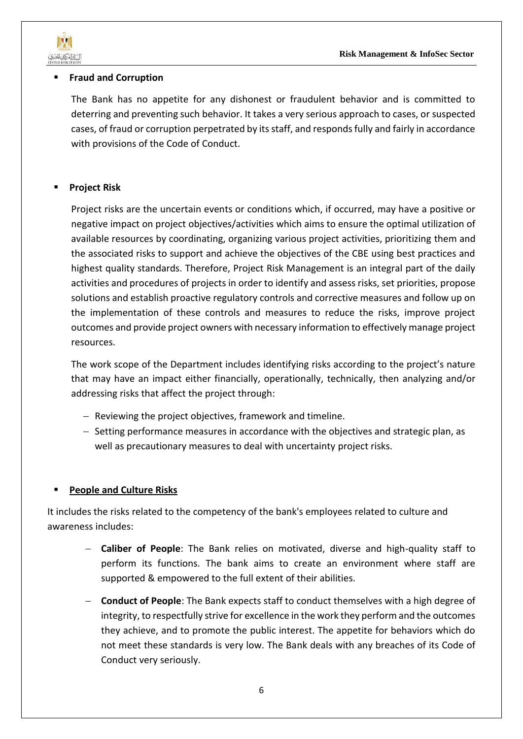- **Fraud and Corruption**

  The Bank has no appetite for any dishonest or fraudulent behavior and is committed to deterring and preventing such behavior. It takes a very serious approach to cases, or suspected cases, of fraud or corruption perpetrated by its staff, and responds fully and fairly in accordance with provisions of the Code of Conduct.

- **Project Risk**

  Project risks are the uncertain events or conditions which, if occurred, may have a positive or negative impact on project objectives/activities which aims to ensure the optimal utilization of available resources by coordinating, organizing various project activities, prioritizing them and the associated risks to support and achieve the objectives of the CBE using best practices and highest quality standards. Therefore, Project Risk Management is an integral part of the daily activities and procedures of projects in order to identify and assess risks, set priorities, propose solutions and establish proactive regulatory controls and corrective measures and follow up on the implementation of these controls and measures to reduce the risks, improve project outcomes and provide project owners with necessary information to effectively manage project resources.

  The work scope of the Department includes identifying risks according to the project's nature that may have an impact either financially, operationally, technically, then analyzing and/or addressing risks that affect the project through:

  - Reviewing the project objectives, framework and timeline.
  - Setting performance measures in accordance with the objectives and strategic plan, as well as precautionary measures to deal with uncertainty project risks.

- **People and Culture Risks**

It includes the risks related to the competency of the bank's employees related to culture and awareness includes:

- **Caliber of People**: The Bank relies on motivated, diverse and high-quality staff to perform its functions. The bank aims to create an environment where staff are supported & empowered to the full extent of their abilities.
- **Conduct of People**: The Bank expects staff to conduct themselves with a high degree of integrity, to respectfully strive for excellence in the work they perform and the outcomes they achieve, and to promote the public interest. The appetite for behaviors which do not meet these standards is very low. The Bank deals with any breaches of its Code of Conduct very seriously.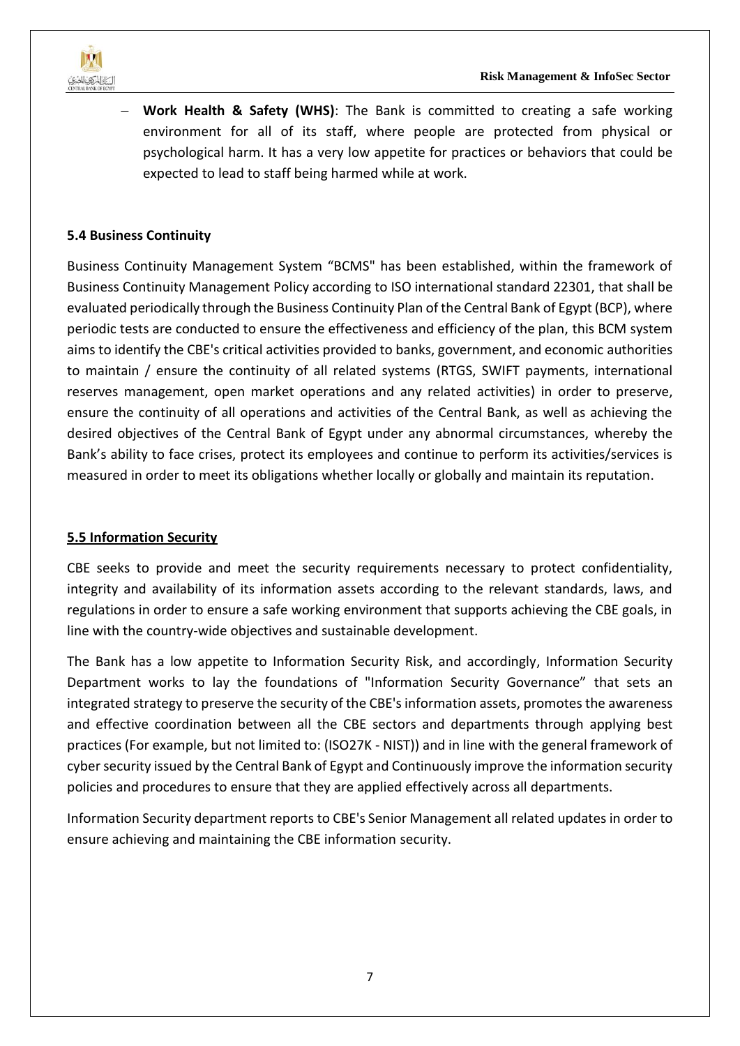- **Work Health & Safety (WHS)**: The Bank is committed to creating a safe working environment for all of its staff, where people are protected from physical or psychological harm. It has a very low appetite for practices or behaviors that could be expected to lead to staff being harmed while at work.

### 5.4 Business Continuity

Business Continuity Management System "BCMS" has been established, within the framework of Business Continuity Management Policy according to ISO international standard 22301, that shall be evaluated periodically through the Business Continuity Plan of the Central Bank of Egypt (BCP), where periodic tests are conducted to ensure the effectiveness and efficiency of the plan, this BCM system aims to identify the CBE's critical activities provided to banks, government, and economic authorities to maintain / ensure the continuity of all related systems (RTGS, SWIFT payments, international reserves management, open market operations and any related activities) in order to preserve, ensure the continuity of all operations and activities of the Central Bank, as well as achieving the desired objectives of the Central Bank of Egypt under any abnormal circumstances, whereby the Bank's ability to face crises, protect its employees and continue to perform its activities/services is measured in order to meet its obligations whether locally or globally and maintain its reputation.

### 5.5 Information Security

CBE seeks to provide and meet the security requirements necessary to protect confidentiality, integrity and availability of its information assets according to the relevant standards, laws, and regulations in order to ensure a safe working environment that supports achieving the CBE goals, in line with the country-wide objectives and sustainable development.

The Bank has a low appetite to Information Security Risk, and accordingly, Information Security Department works to lay the foundations of "Information Security Governance" that sets an integrated strategy to preserve the security of the CBE's information assets, promotes the awareness and effective coordination between all the CBE sectors and departments through applying best practices (For example, but not limited to: (ISO27K - NIST)) and in line with the general framework of cyber security issued by the Central Bank of Egypt and Continuously improve the information security policies and procedures to ensure that they are applied effectively across all departments.

Information Security department reports to CBE's Senior Management all related updates in order to ensure achieving and maintaining the CBE information security.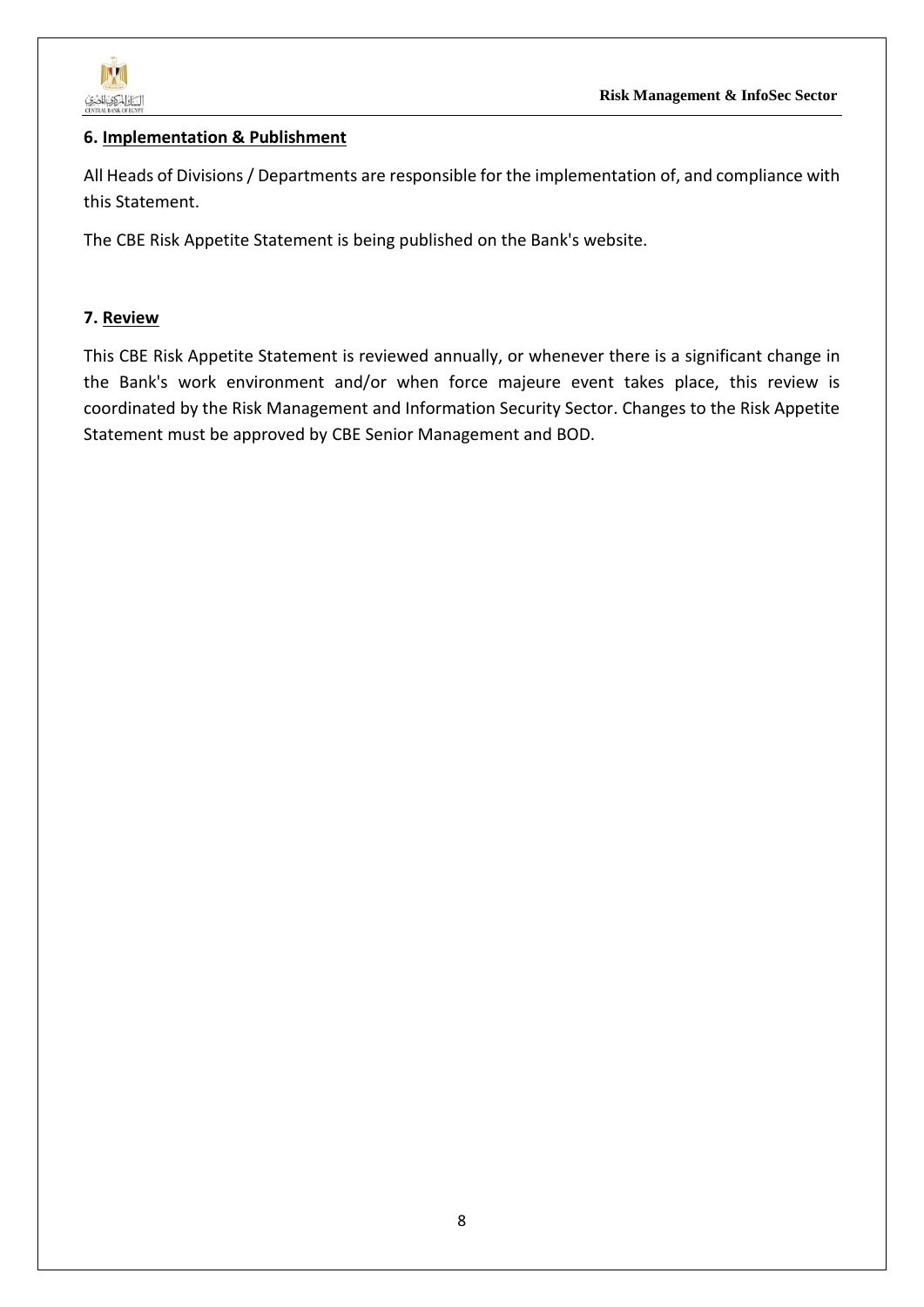## 6. Implementation & Publishment

All Heads of Divisions / Departments are responsible for the implementation of, and compliance with this Statement.

The CBE Risk Appetite Statement is being published on the Bank's website.

## 7. Review

This CBE Risk Appetite Statement is reviewed annually, or whenever there is a significant change in the Bank's work environment and/or when force majeure event takes place, this review is coordinated by the Risk Management and Information Security Sector. Changes to the Risk Appetite Statement must be approved by CBE Senior Management and BOD.